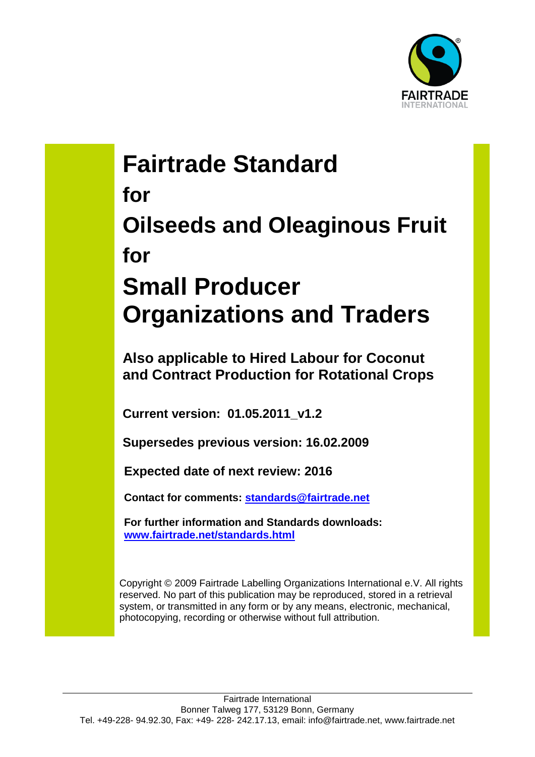# Fairtrade Standard

# for

# Oilseeds and Oleaginous Fruit

# for

# Small Producer Organizations and Traders

## Also applicable to Hired Labour for Coconut and Contract Production for Rotational Crops

**Current version: 01.05.2011_v1.2**

**Supersedes previous version: 16.02.2009**

**Expected date of next review: 2016**

**Contact for comments: [standards@fairtrade.net](mailto:standards@fairtrade.net)**

**For further information and Standards downloads: [www.fairtrade.net/standards.html](http://www.fairtrade.net/standards.html)**

Copyright © 2009 Fairtrade Labelling Organizations International e.V. All rights reserved. No part of this publication may be reproduced, stored in a retrieval system, or transmitted in any form or by any means, electronic, mechanical, photocopying, recording or otherwise without full attribution.

Fairtrade International
Bonner Talweg 177, 53129 Bonn, Germany
Tel. +49-228- 94.92.30, Fax: +49- 228- 242.17.13, email: info@fairtrade.net, www.fairtrade.net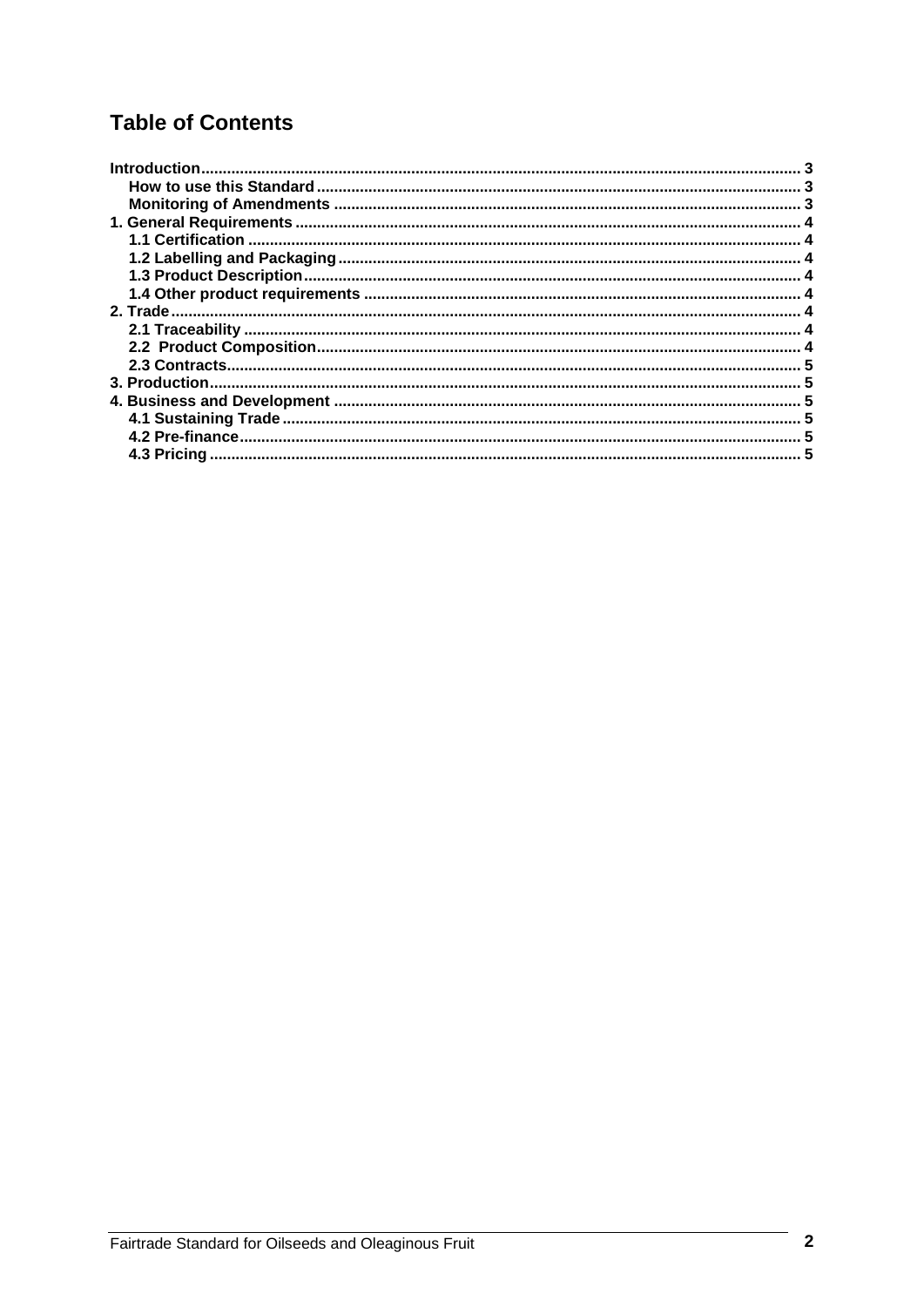# Table of Contents

- Introduction ... 3
  - How to use this Standard ... 3
  - Monitoring of Amendments ... 3
- 1. General Requirements ... 4
  - 1.1 Certification ... 4
  - 1.2 Labelling and Packaging ... 4
  - 1.3 Product Description ... 4
  - 1.4 Other product requirements ... 4
- 2. Trade ... 4
  - 2.1 Traceability ... 4
  - 2.2 Product Composition ... 4
  - 2.3 Contracts ... 5
- 3. Production ... 5
- 4. Business and Development ... 5
  - 4.1 Sustaining Trade ... 5
  - 4.2 Pre-finance ... 5
  - 4.3 Pricing ... 5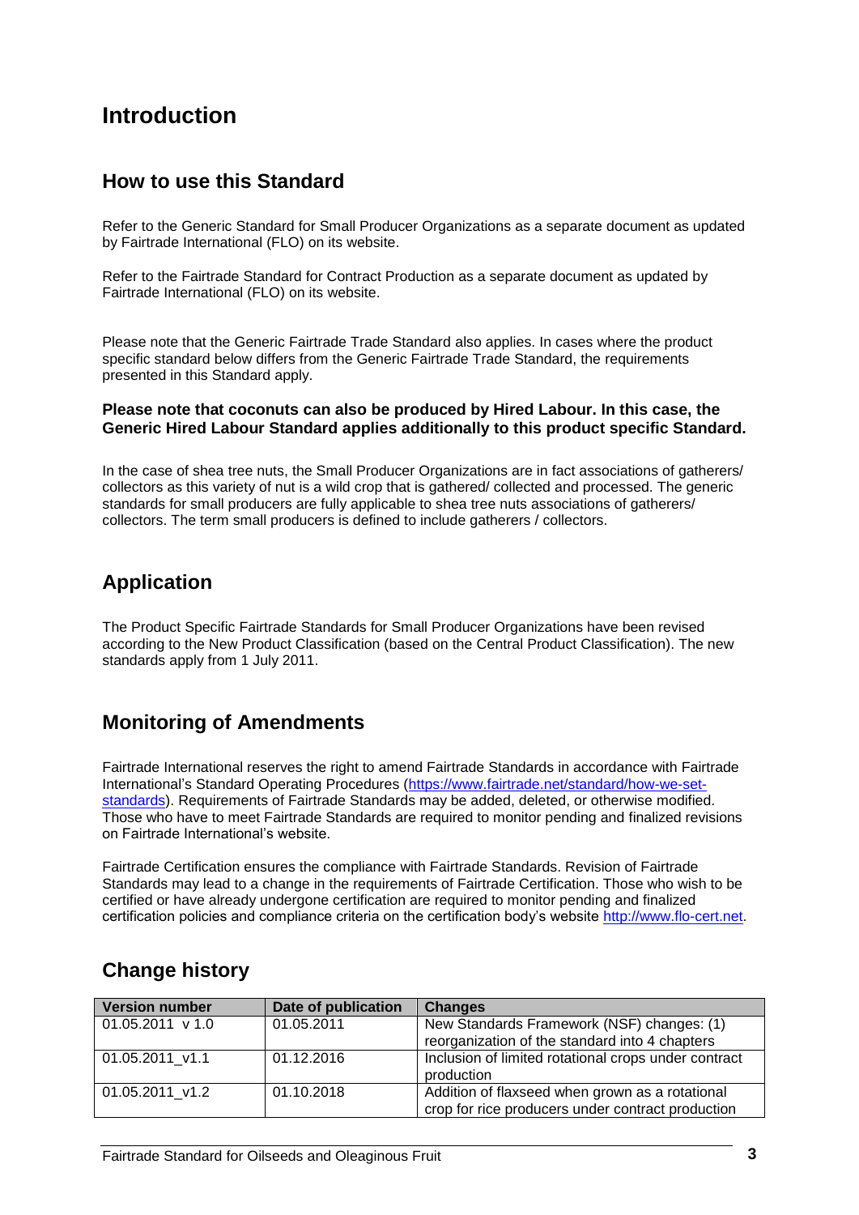# Introduction

## How to use this Standard

Refer to the Generic Standard for Small Producer Organizations as a separate document as updated by Fairtrade International (FLO) on its website.

Refer to the Fairtrade Standard for Contract Production as a separate document as updated by Fairtrade International (FLO) on its website.

Please note that the Generic Fairtrade Trade Standard also applies. In cases where the product specific standard below differs from the Generic Fairtrade Trade Standard, the requirements presented in this Standard apply.

**Please note that coconuts can also be produced by Hired Labour. In this case, the Generic Hired Labour Standard applies additionally to this product specific Standard.**

In the case of shea tree nuts, the Small Producer Organizations are in fact associations of gatherers/ collectors as this variety of nut is a wild crop that is gathered/ collected and processed. The generic standards for small producers are fully applicable to shea tree nuts associations of gatherers/ collectors. The term small producers is defined to include gatherers / collectors.

## Application

The Product Specific Fairtrade Standards for Small Producer Organizations have been revised according to the New Product Classification (based on the Central Product Classification). The new standards apply from 1 July 2011.

## Monitoring of Amendments

Fairtrade International reserves the right to amend Fairtrade Standards in accordance with Fairtrade International's Standard Operating Procedures (https://www.fairtrade.net/standard/how-we-set-standards). Requirements of Fairtrade Standards may be added, deleted, or otherwise modified. Those who have to meet Fairtrade Standards are required to monitor pending and finalized revisions on Fairtrade International's website.

Fairtrade Certification ensures the compliance with Fairtrade Standards. Revision of Fairtrade Standards may lead to a change in the requirements of Fairtrade Certification. Those who wish to be certified or have already undergone certification are required to monitor pending and finalized certification policies and compliance criteria on the certification body's website http://www.flo-cert.net.

## Change history

| Version number | Date of publication | Changes |
|---|---|---|
| 01.05.2011 v 1.0 | 01.05.2011 | New Standards Framework (NSF) changes: (1) reorganization of the standard into 4 chapters |
| 01.05.2011_v1.1 | 01.12.2016 | Inclusion of limited rotational crops under contract production |
| 01.05.2011_v1.2 | 01.10.2018 | Addition of flaxseed when grown as a rotational crop for rice producers under contract production |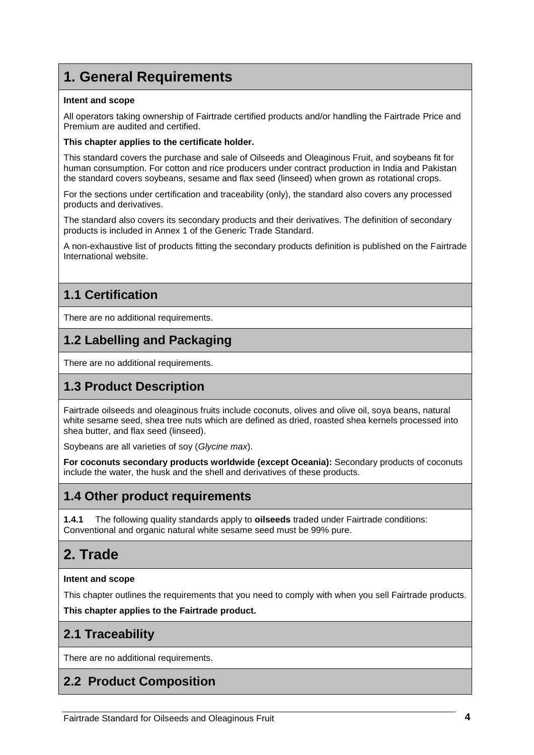# 1. General Requirements

**Intent and scope**

All operators taking ownership of Fairtrade certified products and/or handling the Fairtrade Price and Premium are audited and certified.

**This chapter applies to the certificate holder.**

This standard covers the purchase and sale of Oilseeds and Oleaginous Fruit, and soybeans fit for human consumption. For cotton and rice producers under contract production in India and Pakistan the standard covers soybeans, sesame and flax seed (linseed) when grown as rotational crops.

For the sections under certification and traceability (only), the standard also covers any processed products and derivatives.

The standard also covers its secondary products and their derivatives. The definition of secondary products is included in Annex 1 of the Generic Trade Standard.

A non-exhaustive list of products fitting the secondary products definition is published on the Fairtrade International website.

## 1.1 Certification

There are no additional requirements.

## 1.2 Labelling and Packaging

There are no additional requirements.

## 1.3 Product Description

Fairtrade oilseeds and oleaginous fruits include coconuts, olives and olive oil, soya beans, natural white sesame seed, shea tree nuts which are defined as dried, roasted shea kernels processed into shea butter, and flax seed (linseed).

Soybeans are all varieties of soy (*Glycine max*).

**For coconuts secondary products worldwide (except Oceania):** Secondary products of coconuts include the water, the husk and the shell and derivatives of these products.

## 1.4 Other product requirements

**1.4.1** The following quality standards apply to **oilseeds** traded under Fairtrade conditions: Conventional and organic natural white sesame seed must be 99% pure.

# 2. Trade

**Intent and scope**

This chapter outlines the requirements that you need to comply with when you sell Fairtrade products.

**This chapter applies to the Fairtrade product.**

## 2.1 Traceability

There are no additional requirements.

## 2.2 Product Composition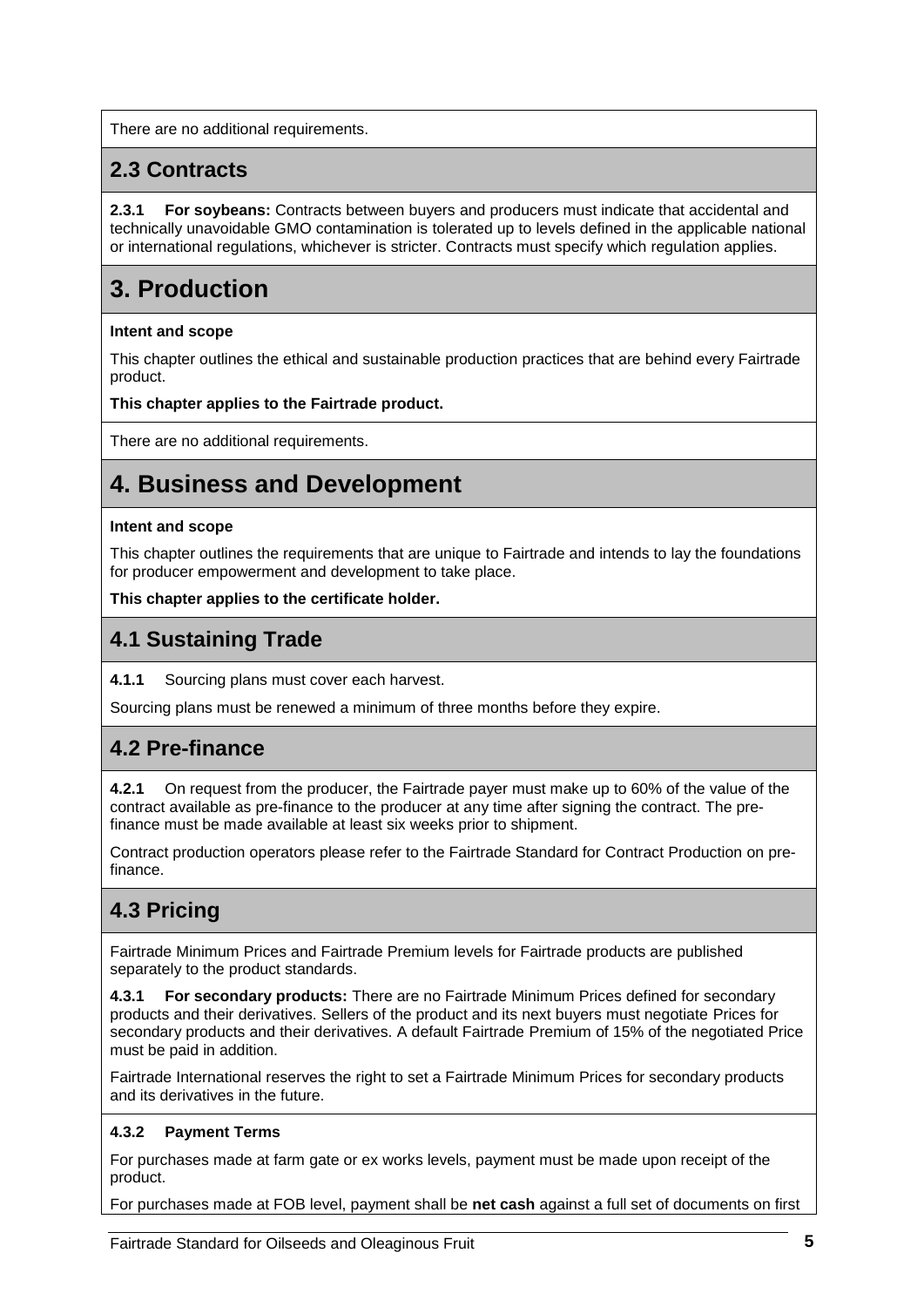There are no additional requirements.

## 2.3 Contracts

**2.3.1 For soybeans:** Contracts between buyers and producers must indicate that accidental and technically unavoidable GMO contamination is tolerated up to levels defined in the applicable national or international regulations, whichever is stricter. Contracts must specify which regulation applies.

# 3. Production

**Intent and scope**

This chapter outlines the ethical and sustainable production practices that are behind every Fairtrade product.

**This chapter applies to the Fairtrade product.**

There are no additional requirements.

# 4. Business and Development

**Intent and scope**

This chapter outlines the requirements that are unique to Fairtrade and intends to lay the foundations for producer empowerment and development to take place.

**This chapter applies to the certificate holder.**

## 4.1 Sustaining Trade

**4.1.1** Sourcing plans must cover each harvest.

Sourcing plans must be renewed a minimum of three months before they expire.

## 4.2 Pre-finance

**4.2.1** On request from the producer, the Fairtrade payer must make up to 60% of the value of the contract available as pre-finance to the producer at any time after signing the contract. The pre-finance must be made available at least six weeks prior to shipment.

Contract production operators please refer to the Fairtrade Standard for Contract Production on pre-finance.

## 4.3 Pricing

Fairtrade Minimum Prices and Fairtrade Premium levels for Fairtrade products are published separately to the product standards.

**4.3.1 For secondary products:** There are no Fairtrade Minimum Prices defined for secondary products and their derivatives. Sellers of the product and its next buyers must negotiate Prices for secondary products and their derivatives. A default Fairtrade Premium of 15% of the negotiated Price must be paid in addition.

Fairtrade International reserves the right to set a Fairtrade Minimum Prices for secondary products and its derivatives in the future.

**4.3.2 Payment Terms**

For purchases made at farm gate or ex works levels, payment must be made upon receipt of the product.

For purchases made at FOB level, payment shall be **net cash** against a full set of documents on first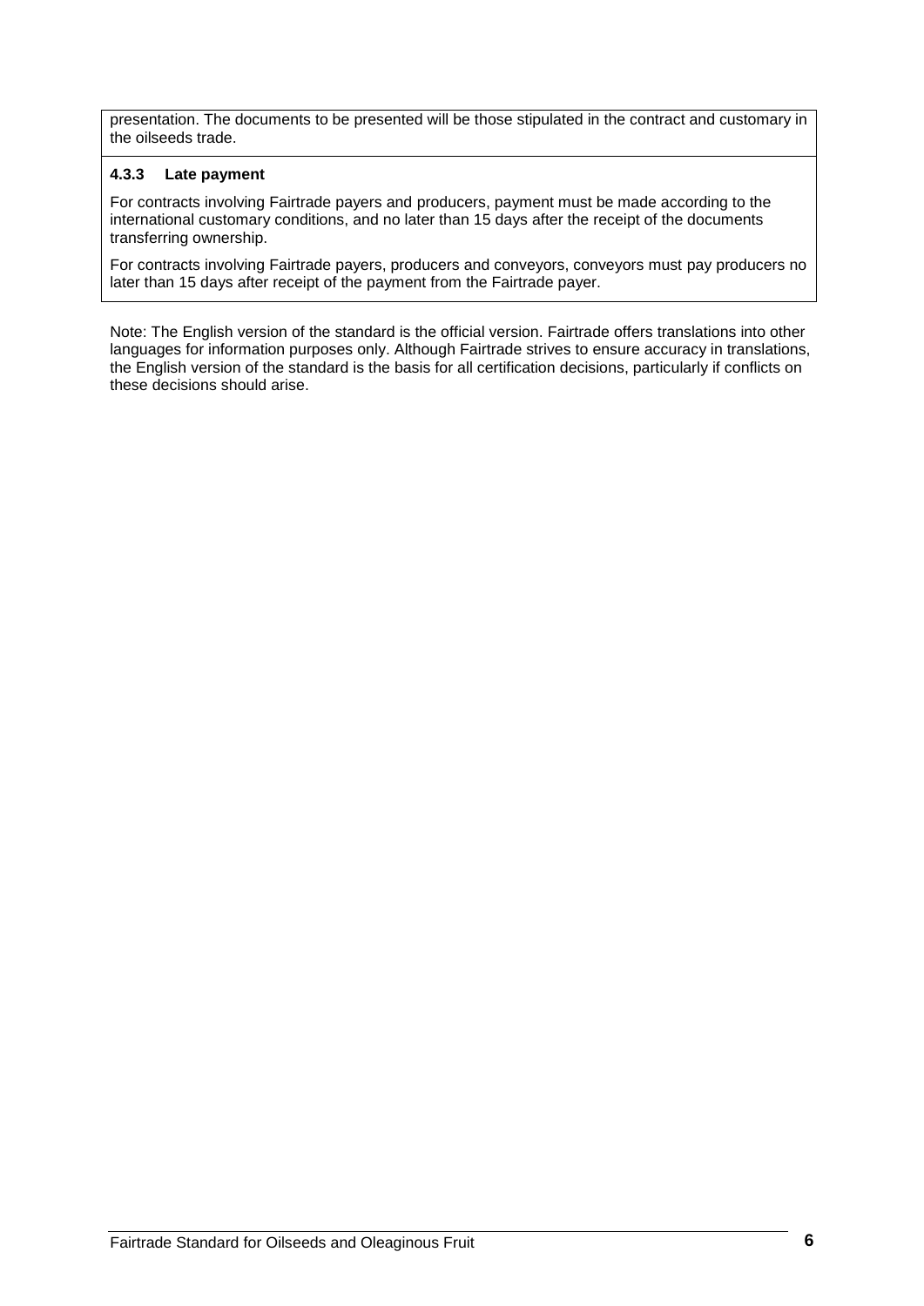presentation. The documents to be presented will be those stipulated in the contract and customary in the oilseeds trade.

#### 4.3.3 Late payment

For contracts involving Fairtrade payers and producers, payment must be made according to the international customary conditions, and no later than 15 days after the receipt of the documents transferring ownership.

For contracts involving Fairtrade payers, producers and conveyors, conveyors must pay producers no later than 15 days after receipt of the payment from the Fairtrade payer.

Note: The English version of the standard is the official version. Fairtrade offers translations into other languages for information purposes only. Although Fairtrade strives to ensure accuracy in translations, the English version of the standard is the basis for all certification decisions, particularly if conflicts on these decisions should arise.